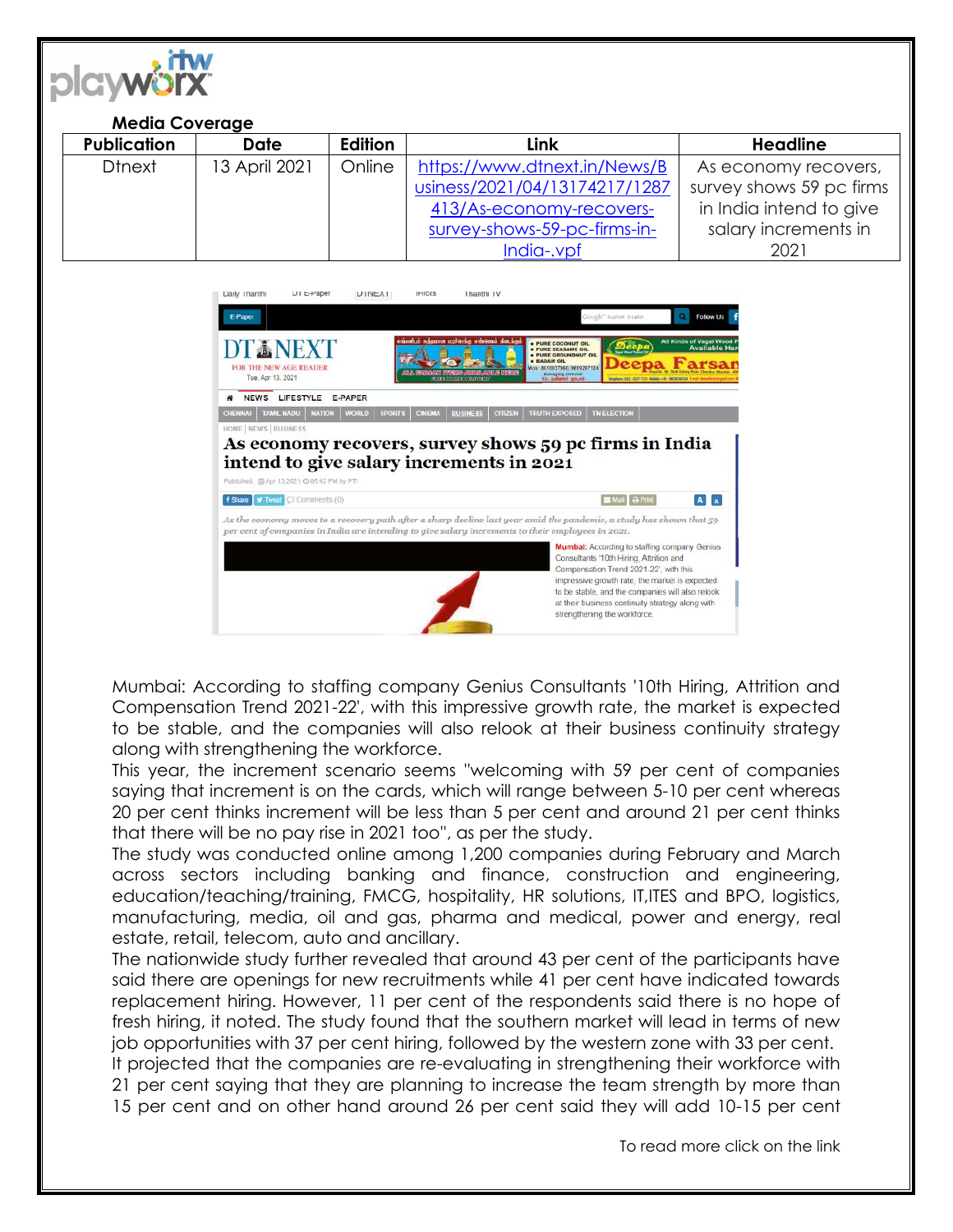**Media Coverage**

| Publication | Date | Edition | Link | Headline |
|---|---|---|---|---|
| Dtnext | 13 April 2021 | Online | https://www.dtnext.in/News/Business/2021/04/13174217/1287413/As-economy-recovers-survey-shows-59-pc-firms-in-India-.vpf | As economy recovers, survey shows 59 pc firms in India intend to give salary increments in 2021 |

Mumbai: According to staffing company Genius Consultants '10th Hiring, Attrition and Compensation Trend 2021-22', with this impressive growth rate, the market is expected to be stable, and the companies will also relook at their business continuity strategy along with strengthening the workforce.

This year, the increment scenario seems "welcoming with 59 per cent of companies saying that increment is on the cards, which will range between 5-10 per cent whereas 20 per cent thinks increment will be less than 5 per cent and around 21 per cent thinks that there will be no pay rise in 2021 too", as per the study.

The study was conducted online among 1,200 companies during February and March across sectors including banking and finance, construction and engineering, education/teaching/training, FMCG, hospitality, HR solutions, IT,ITES and BPO, logistics, manufacturing, media, oil and gas, pharma and medical, power and energy, real estate, retail, telecom, auto and ancillary.

The nationwide study further revealed that around 43 per cent of the participants have said there are openings for new recruitments while 41 per cent have indicated towards replacement hiring. However, 11 per cent of the respondents said there is no hope of fresh hiring, it noted. The study found that the southern market will lead in terms of new job opportunities with 37 per cent hiring, followed by the western zone with 33 per cent.

It projected that the companies are re-evaluating in strengthening their workforce with 21 per cent saying that they are planning to increase the team strength by more than 15 per cent and on other hand around 26 per cent said they will add 10-15 per cent

To read more click on the link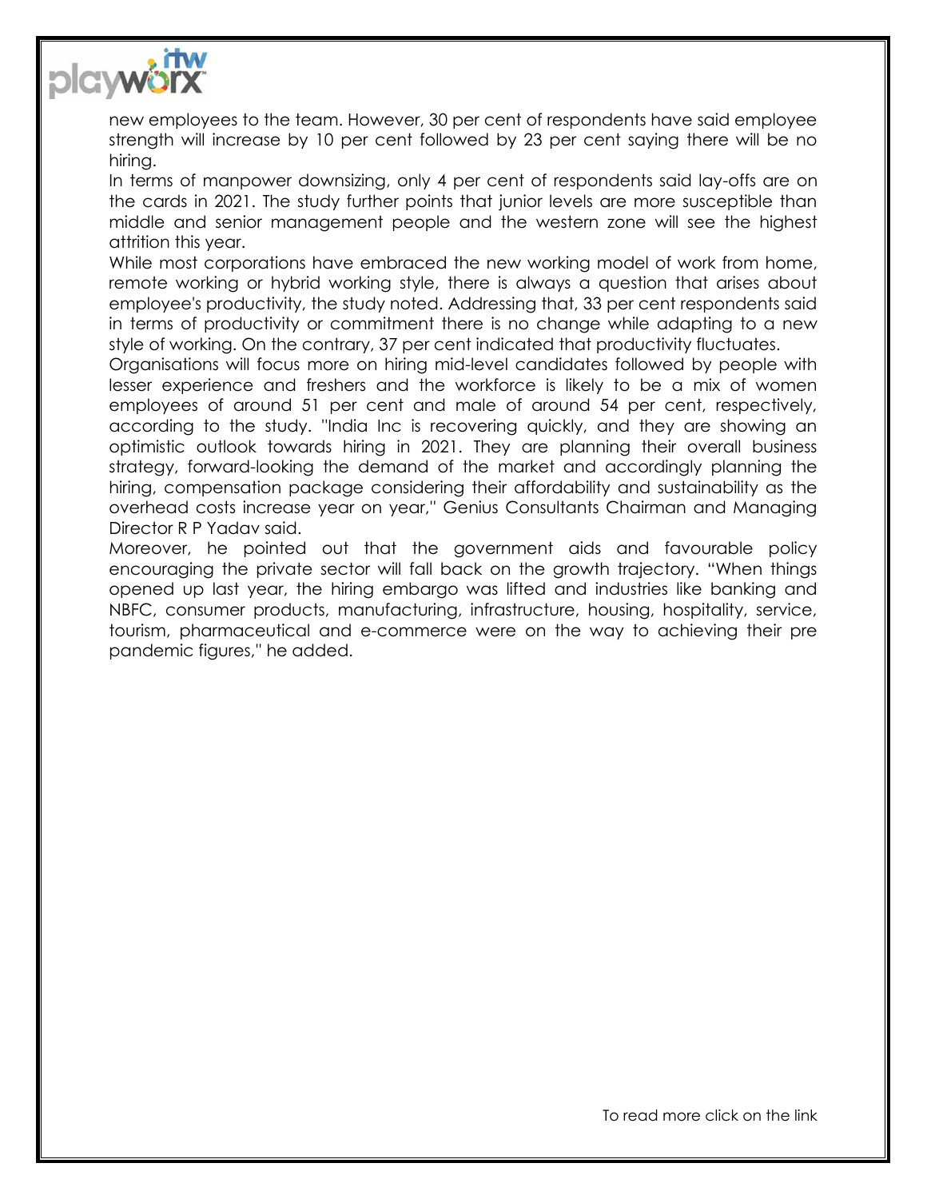new employees to the team. However, 30 per cent of respondents have said employee strength will increase by 10 per cent followed by 23 per cent saying there will be no hiring.

In terms of manpower downsizing, only 4 per cent of respondents said lay-offs are on the cards in 2021. The study further points that junior levels are more susceptible than middle and senior management people and the western zone will see the highest attrition this year.

While most corporations have embraced the new working model of work from home, remote working or hybrid working style, there is always a question that arises about employee's productivity, the study noted. Addressing that, 33 per cent respondents said in terms of productivity or commitment there is no change while adapting to a new style of working. On the contrary, 37 per cent indicated that productivity fluctuates.

Organisations will focus more on hiring mid-level candidates followed by people with lesser experience and freshers and the workforce is likely to be a mix of women employees of around 51 per cent and male of around 54 per cent, respectively, according to the study. "India Inc is recovering quickly, and they are showing an optimistic outlook towards hiring in 2021. They are planning their overall business strategy, forward-looking the demand of the market and accordingly planning the hiring, compensation package considering their affordability and sustainability as the overhead costs increase year on year," Genius Consultants Chairman and Managing Director R P Yadav said.

Moreover, he pointed out that the government aids and favourable policy encouraging the private sector will fall back on the growth trajectory. "When things opened up last year, the hiring embargo was lifted and industries like banking and NBFC, consumer products, manufacturing, infrastructure, housing, hospitality, service, tourism, pharmaceutical and e-commerce were on the way to achieving their pre pandemic figures," he added.

To read more click on the link